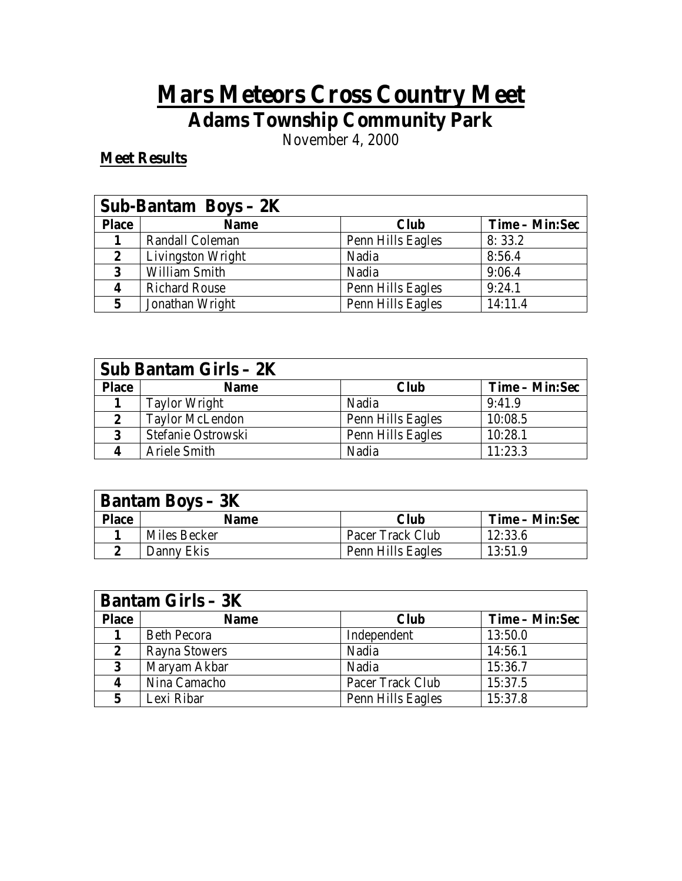# Mars Meteors Cross Country Meet

## Adams Township Community Park

November 4, 2000

**Meet Results**

| Sub-Bantam Boys – 2K | | | |
|---|---|---|---|
| **Place** | **Name** | **Club** | **Time – Min:Sec** |
| 1 | Randall Coleman | Penn Hills Eagles | 8: 33.2 |
| 2 | Livingston Wright | Nadia | 8:56.4 |
| 3 | William Smith | Nadia | 9:06.4 |
| 4 | Richard Rouse | Penn Hills Eagles | 9:24.1 |
| 5 | Jonathan Wright | Penn Hills Eagles | 14:11.4 |

| Sub Bantam Girls – 2K | | | |
|---|---|---|---|
| **Place** | **Name** | **Club** | **Time – Min:Sec** |
| 1 | Taylor Wright | Nadia | 9:41.9 |
| 2 | Taylor McLendon | Penn Hills Eagles | 10:08.5 |
| 3 | Stefanie Ostrowski | Penn Hills Eagles | 10:28.1 |
| 4 | Ariele Smith | Nadia | 11:23.3 |

| Bantam Boys – 3K | | | |
|---|---|---|---|
| **Place** | **Name** | **Club** | **Time – Min:Sec** |
| 1 | Miles Becker | Pacer Track Club | 12:33.6 |
| 2 | Danny Ekis | Penn Hills Eagles | 13:51.9 |

| Bantam Girls – 3K | | | |
|---|---|---|---|
| **Place** | **Name** | **Club** | **Time – Min:Sec** |
| 1 | Beth Pecora | Independent | 13:50.0 |
| 2 | Rayna Stowers | Nadia | 14:56.1 |
| 3 | Maryam Akbar | Nadia | 15:36.7 |
| 4 | Nina Camacho | Pacer Track Club | 15:37.5 |
| 5 | Lexi Ribar | Penn Hills Eagles | 15:37.8 |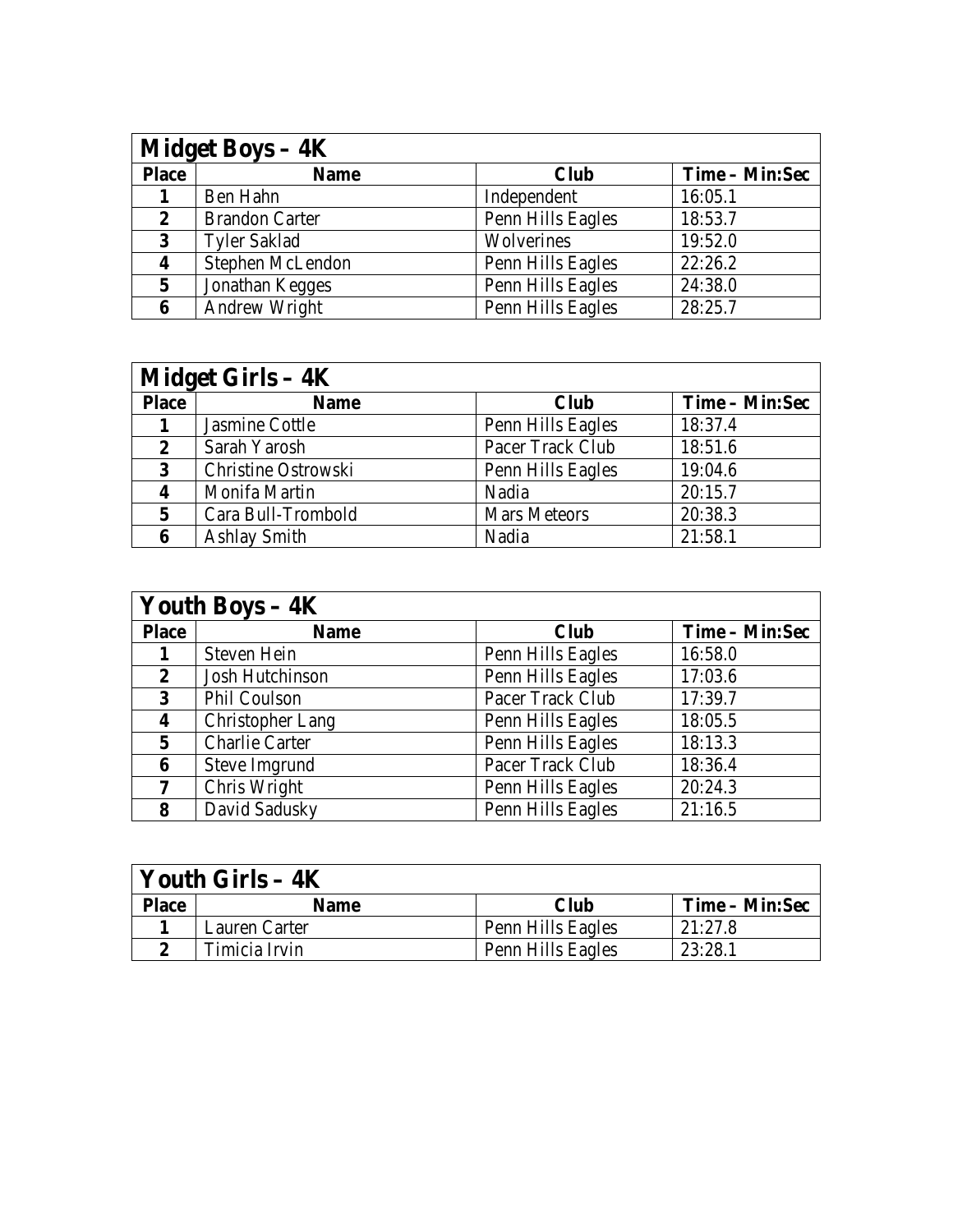| Midget Boys – 4K | | | |
|---|---|---|---|
| **Place** | **Name** | **Club** | **Time – Min:Sec** |
| 1 | Ben Hahn | Independent | 16:05.1 |
| 2 | Brandon Carter | Penn Hills Eagles | 18:53.7 |
| 3 | Tyler Saklad | Wolverines | 19:52.0 |
| 4 | Stephen McLendon | Penn Hills Eagles | 22:26.2 |
| 5 | Jonathan Kegges | Penn Hills Eagles | 24:38.0 |
| 6 | Andrew Wright | Penn Hills Eagles | 28:25.7 |

| Midget Girls – 4K | | | |
|---|---|---|---|
| **Place** | **Name** | **Club** | **Time – Min:Sec** |
| 1 | Jasmine Cottle | Penn Hills Eagles | 18:37.4 |
| 2 | Sarah Yarosh | Pacer Track Club | 18:51.6 |
| 3 | Christine Ostrowski | Penn Hills Eagles | 19:04.6 |
| 4 | Monifa Martin | Nadia | 20:15.7 |
| 5 | Cara Bull-Trombold | Mars Meteors | 20:38.3 |
| 6 | Ashlay Smith | Nadia | 21:58.1 |

| Youth Boys – 4K | | | |
|---|---|---|---|
| **Place** | **Name** | **Club** | **Time – Min:Sec** |
| 1 | Steven Hein | Penn Hills Eagles | 16:58.0 |
| 2 | Josh Hutchinson | Penn Hills Eagles | 17:03.6 |
| 3 | Phil Coulson | Pacer Track Club | 17:39.7 |
| 4 | Christopher Lang | Penn Hills Eagles | 18:05.5 |
| 5 | Charlie Carter | Penn Hills Eagles | 18:13.3 |
| 6 | Steve Imgrund | Pacer Track Club | 18:36.4 |
| 7 | Chris Wright | Penn Hills Eagles | 20:24.3 |
| 8 | David Sadusky | Penn Hills Eagles | 21:16.5 |

| Youth Girls – 4K | | | |
|---|---|---|---|
| **Place** | **Name** | **Club** | **Time – Min:Sec** |
| 1 | Lauren Carter | Penn Hills Eagles | 21:27.8 |
| 2 | Timicia Irvin | Penn Hills Eagles | 23:28.1 |